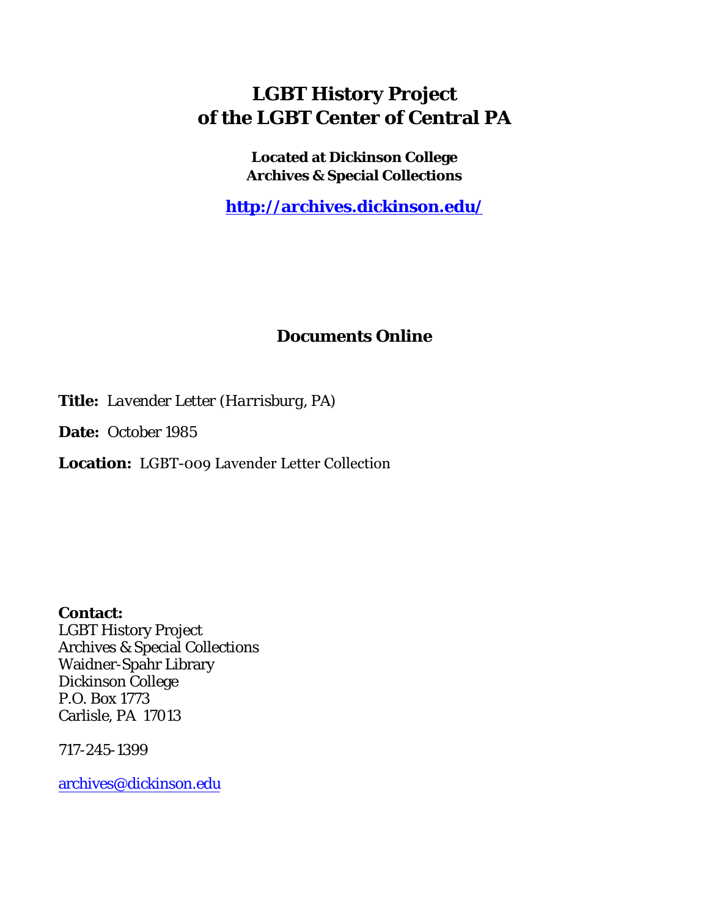# LGBT History Project of the LGBT Center of Central PA

**Located at Dickinson College Archives & Special Collections**

**http://archives.dickinson.edu/**

## Documents Online

**Title:** *Lavender Letter (Harrisburg, PA)*

**Date:** October 1985

**Location:** LGBT-009 Lavender Letter Collection

**Contact:**
LGBT History Project
Archives & Special Collections
Waidner-Spahr Library
Dickinson College
P.O. Box 1773
Carlisle, PA 17013

717-245-1399

archives@dickinson.edu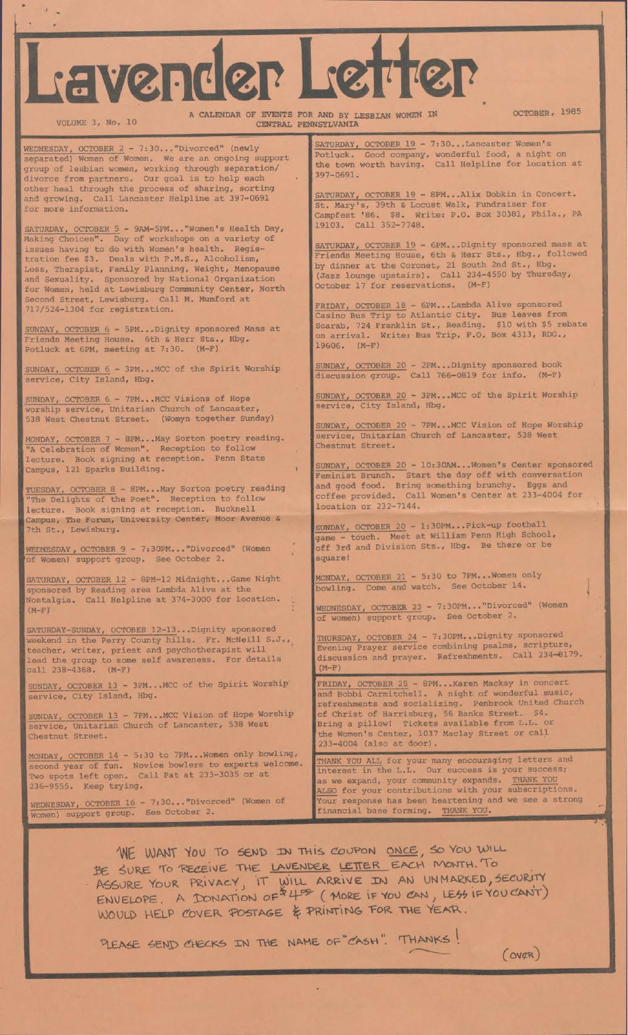# Lavender Letter

VOLUME 3, No. 10

A CALENDAR OF EVENTS FOR AND BY LESBIAN WOMEN IN CENTRAL PENNSYLVANIA

OCTOBER, 1985

WEDNESDAY, OCTOBER 2 - 7:30..."Divorced" (newly separated) Women of Women. We are an ongoing support group of lesbian women, working through separation/divorce from partners. Our goal is to help each other heal through the process of sharing, sorting and growing. Call Lancaster Helpline at 397-0691 for more information.

SATURDAY, OCTOBER 5 - 9AM-5PM..."Women's Health Day, Making Choices". Day of workshops on a variety of issues having to do with Women's health. Registration fee $3. Deals with P.M.S., Alcoholism, Loss, Therapist, Family Planning, Weight, Menopause and Sexuality. Sponsored by National Organization for Women, held at Lewisburg Community Center, North Second Street, Lewisburg. Call M. Mumford at 717/524-1304 for registration.

SUNDAY, OCTOBER 6 - 5PM...Dignity sponsored Mass at Friends Meeting House. 6th & Herr Sts., Hbg. Potluck at 6PM, meeting at 7:30. (M-F)

SUNDAY, OCTOBER 6 - 3PM...MCC of the Spirit Worship service, City Island, Hbg.

SUNDAY, OCTOBER 6 - 7PM...MCC Visions of Hope worship service, Unitarian Church of Lancaster, 538 West Chestnut Street. (Womyn together Sunday)

MONDAY, OCTOBER 7 - 8PM...May Sorton poetry reading. "A Celebration of Women". Reception to follow lecture. Book signing at reception. Penn State Campus, 121 Sparks Building.

TUESDAY, OCTOBER 8 - 8PM...May Sorton poetry reading "The Delights of the Poet". Reception to follow lecture. Book signing at reception. Bucknell Campus, The Forum, University Center, Moor Avenue & 7th St., Lewisburg.

WEDNESDAY, OCTOBER 9 - 7:30PM..."Divorced" (Women of Women) support group. See October 2.

SATURDAY, OCTOBER 12 - 8PM-12 Midnight...Game Night sponsored by Reading area Lambda Alive at the Nostalgia. Call Helpline at 374-3000 for location. (M-F)

SATURDAY-SUNDAY, OCTOBER 12-13...Dignity sponsored weekend in the Perry County hills. Fr. McNeill S.J., teacher, writer, priest and psychotherapist will lead the group to some self awareness. For details call 238-4368. (M-F)

SUNDAY, OCTOBER 13 - 3PM...MCC of the Spirit Worship service, City Island, Hbg.

SUNDAY, OCTOBER 13 - 7PM...MCC Vision of Hope Worship service, Unitarian Church of Lancaster, 538 West Chestnut Street.

MONDAY, OCTOBER 14 - 5:30 to 7PM...Women only bowling, second year of fun. Novice bowlers to experts welcome. Two spots left open. Call Pat at 233-3035 or at 236-9555. Keep trying.

WEDNESDAY, OCTOBER 16 - 7:30..."Divorced" (Women of Women) support group. See October 2.

SATURDAY, OCTOBER 19 - 7:30...Lancaster Women's Potluck. Good company, wonderful food, a night on the town worth having. Call Helpline for location at 397-0691.

SATURDAY, OCTOBER 19 - 8PM...Alix Dobkin in Concert. St. Mary's, 39th & Locust Walk, Fundraiser for Campfest '86. $8. Write: P.O. Box 30381, Phila., PA 19103. Call 352-7748.

SATURDAY, OCTOBER 19 - 6PM...Dignity sponsored mass at Friends Meeting House, 6th & Herr Sts., Hbg., followed by dinner at the Coronet, 21 South 2nd St., Hbg. (Jazz lounge upstairs). Call 234-4550 by Thursday, October 17 for reservations. (M-F)

FRIDAY, OCTOBER 18 - 6PM...Lambda Alive sponsored Casino Bus Trip to Atlantic City. Bus leaves from Scarab, 724 Franklin St., Reading. $10 with $5 rebate on arrival. Write: Bus Trip, P.O. Box 4313, RDG., 19606. (M-F)

SUNDAY, OCTOBER 20 - 2PM...Dignity sponsored book discussion group. Call 766-0819 for info. (M-F)

SUNDAY, OCTOBER 20 - 3PM...MCC of the Spirit Worship service, City Island, Hbg.

SUNDAY, OCTOBER 20 - 7PM...MCC Vision of Hope Worship service, Unitarian Church of Lancaster, 538 West Chestnut Street.

SUNDAY, OCTOBER 20 - 10:30AM...Women's Center sponsored Feminist Brunch. Start the day off with conversation and good food. Bring something brunchy. Eggs and coffee provided. Call Women's Center at 233-4004 for location or 232-7144.

SUNDAY, OCTOBER 20 - 1:30PM...Pick-up football game - touch. Meet at William Penn High School, off 3rd and Division Sts., Hbg. Be there or be square!

MONDAY, OCTOBER 21 - 5:30 to 7PM...Women only bowling. Come and watch. See October 14.

WEDNESDAY, OCTOBER 23 - 7:30PM..."Divorced" (Women of women) support group. See October 2.

THURSDAY, OCTOBER 24 - 7:30PM...Dignity sponsored Evening Prayer service combining psalms, scripture, discussion and prayer. Refreshments. Call 234-8179. (M-F)

FRIDAY, OCTOBER 25 - 8PM...Karen Mackay in concert and Bobbi Carmitchell. A night of wonderful music, refreshments and socializing. Penbrook United Church of Christ of Harrisburg, 56 Banks Street. $4. Bring a pillow! Tickets available from L.L. or the Women's Center, 1037 Maclay Street or call 233-4004 (also at door).

THANK YOU ALL for your many encouraging letters and interest in the L.L. Our success is your success; as we expand, your community expands. THANK YOU ALSO for your contributions with your subscriptions. Your response has been heartening and we see a strong financial base forming. THANK YOU.

WE WANT YOU TO SEND IN THIS COUPON ONCE, SO YOU WILL BE SURE TO RECEIVE THE LAVENDER LETTER EACH MONTH. TO ASSURE YOUR PRIVACY, IT WILL ARRIVE IN AN UNMARKED, SECURITY ENVELOPE. A DONATION OF $4.00 (MORE IF YOU CAN, LESS IF YOU CAN'T) WOULD HELP COVER POSTAGE & PRINTING FOR THE YEAR.

PLEASE SEND CHECKS IN THE NAME OF "CASH". THANKS!

(OVER)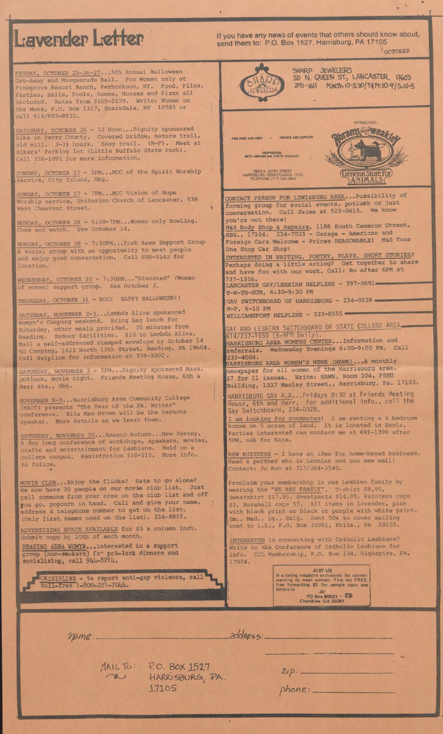# Lavender Letter

If you have any news of events that others should know about, send them to: P.O. Box 1527, Harrisburg, PA 17105

OCTOBER

FRIDAY, OCTOBER 25-26-27...5th Annual Halloween Get-Away and Masquerade Ball. For Women only at Pinegrove Resort Ranch, Kerhonkson, NY. Food, Films, Parties, Balls, Pools, Games, Horses and Pizza all included. Rates from $169-$199. Write: Women on the Move, P.O. Box 1317, Scarsdale, NY 10583 or call 914/693-8922.

SATURDAY, OCTOBER 26 - 12 Noon...Dignity sponsored hike in Perry County. Covered bridge, nature trail, old mill. 3-3½ hours. Easy trail. (M-F). Meet at Hikers' Parking lot (Little Buffalo State Park). Call 236-1091 for more information.

SUNDAY, OCTOBER 27 - 3PM...MCC of the Spirit Worship service, City Island, Hbg.

SUNDAY, OCTOBER 27 - 7PM...MCC Vision of Hope Worship service, Unitarian Church of Lancaster, 538 West Chestnut Street.

MONDAY, OCTOBER 28 - 5:30-7PM...Women only Bowling. Come ant watch. See October 14.

MONDAY, OCTOBER 28 - 7:30PM...York Area Support Group A social group with an opportunity to meet people and enjoy good conversation. Call 848-9142 for location.

WEDNESDAY, OCTOBER 30 - 7:30PM..."Divorced" (Women of women) support group. See October 2.

THURSDAY, OCTOBER 31 - BOO! HAPPY HALLOWEEN!!

SATURDAY, NOVEMBER 2-3...Lambda Alive sponsored Womyn's Camping weekend. Bring bag lunch for Saturday, other meals provided. 20 minutes from Reading. Indoor facilities. $10 to Lambda Alive. Mail a self-addressed stamped envelope by October 14 to Camping, 1423 North 12th Street, Reading, PA 19604. Call Helpline for information at 374-3000.

SATURDAY, NOVEMBER 3 - 5PM...Dignity sponsored Mass, potluck, movie night. Friends Meeting House, 6th & Herr Sts., Hbg.

NOVEMBER 8-9...Harrisburg Area Community College (HACC) presents "The Year of the PA. Writer" conference. Rita Mae Brown will be the keynote speaker. More details as we learn them.

SATURDAY, NOVEMBER 30...Amazon Autumn...New Jersey. A day long conference of workshops, speakers, movies, crafts and entertainment for Lesbians. Held on a college campus. Registration $10-$15. More info. to follow.

MOVIE CLUB...Enjoy the flicks? Hate to go alone? We now have 20 people on our movie club list. Just call someone from your area on the club list and off you go, popcorn in hand. Call and give your name, address & telephone number to get on the list. (Only first names used on the list), 234-8835.

ADVERTISING SPACE AVAILABLE for $5 a column inch. Submit copy by 20th of each month.

READING AREA WOMYN...interested in a support group (non-smokers) for pot-luck dinners and socializing, call 944-8214.

CRISISLINE - to report anti-gay violence, call toll-free 1-800-221-7044.

SHARP JEWELERS
50 N. QUEEN ST., LANCASTER 17603
291-1611 M.W.Th 10-5:30/T&Fr 10-9/S 10-5

INTRODUCING
Abrams & Weakley
General Store For ANIMALS
FINE FEED AND SEED • SERVICE AND SUPPLIES
PROPRIETORS BETH ABRAMS and JUDITH WEAKLEY
3863 N. SIXTH STREET HARRISBURG, PENNSYLVANIA 17110 TELEPHONE (717) 232-3963

CONTACT PERSON FOR LEWISBURG AREA...Possibility of forming group for social events, potluck or just conversation. Call Jaime at 523-0415. We know you're out there!

M&S Body Shop & Repairs, 1186 South Cameron Street, HBG., 17104. 234-7023 - Garage - American and Foreign Cars.Welcome - Prices REASONABLE! M&S Your One Stop Car Shop!

INTERESTED IN WRITING, POETRY, PLAYS, SHORT STORIES? Perhaps doing a little acting? Get together to share and have fun with our work. Call: Ro after 6PM at 737-1356.

LANCASTER GAY/LESBIAN HELPLINE - 397-0691
T-W-TH-SUN, 6:30-9:30 PM

GAY SWITCHBOARD OF HARRISBURG - 234-0328
M-F, 6-10 PM

WILLIAMSPORT HELPLINE - 323-8555

GAY AND LESBIAN SWITCHBOARD OF STATE COLLEGE AREA
814/237-1950 (6-9PM Daily).

HARRISBURG AREA WOMENS CENTER...Information and referrals. Wednesday Evenings 6:00-9:00 PM. Call 233-4004.

HARRISBURG AREA WOMEN'S NEWS (HAWN)...A monthly newspaper for all women of the Harrisburg area. $7 for 11 issues. Write: HAWN, Room 204, PSSU Building, 1037 Maclay Street., Harrisburg, Pa. 17103.

HARRISBURG GAY A.A...Fridays 8:30 at Friends Meeting House, 6th and Herr. For additional info., call the Gay Switchboard, 234-0328.

I am looking for roommates! I am renting a 4 bedroom house on 5 acres of land. It is located in Enola. Parties interested can contact me at 691-1399 after 5PM, ask for Kate.

NEW BUSINESS - I have an idea for home-based business. Need a partner who is Lesbian and can sew well! Contact: Jo Ann at 717/264-2540.

Proclaim your membership in our Lesbian family by wearing the "WE ARE FAMILY". T-shirt $8.95, Sweatshirt $17.95, Sweatpants $14.95, Painters caps $3, Baseball caps $5. All items in lavender, pink with black print or black or purple with white print. Sm., Med., Lg., Exlg. Sent 50¢ to cover mailing cost to L.L., P.O. Box 30381, Phila., PA 19103.

INTERESTED in connecting with Catholic Lesbians? Write to the Conference of Catholic Lesbians for info. CCL Membership, P.O. Box 134, Highspire, PA, 17034.

JUST US
is a dating magazine exclusively for women wanting to meet women. First Ad FREE, free forwarding $5 for sample copy and details to
JU
PO Box 80521 - JD
Chamblee GA 30341

name: ______________________ address: ______________________

MAIL TO: P.O. BOX 1527
HARRISBURG, PA.
17105

zip: ______________________

phone: ______________________